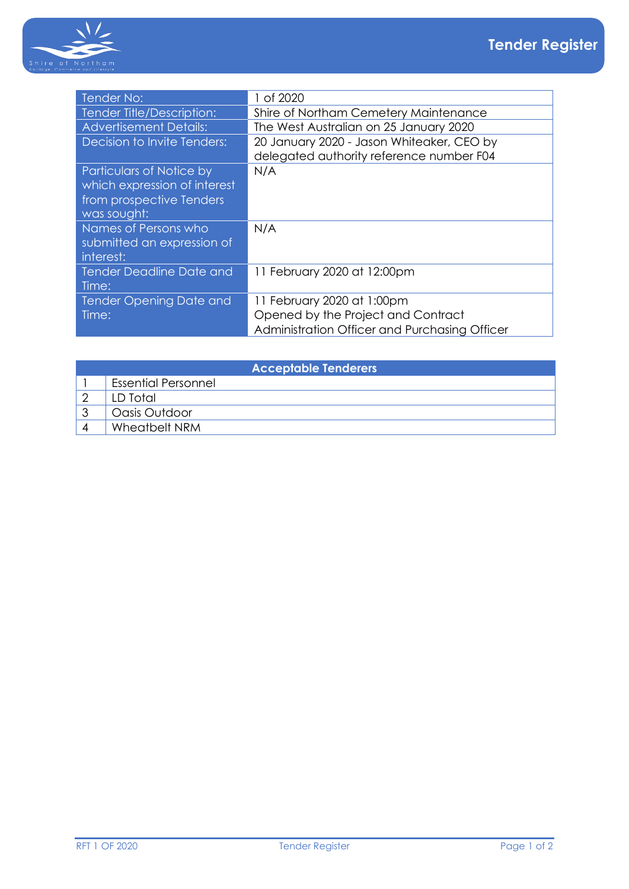# Tender Register

| | |
|---|---|
| Tender No: | 1 of 2020 |
| Tender Title/Description: | Shire of Northam Cemetery Maintenance |
| Advertisement Details: | The West Australian on 25 January 2020 |
| Decision to Invite Tenders: | 20 January 2020 - Jason Whiteaker, CEO by delegated authority reference number F04 |
| Particulars of Notice by which expression of interest from prospective Tenders was sought: | N/A |
| Names of Persons who submitted an expression of interest: | N/A |
| Tender Deadline Date and Time: | 11 February 2020 at 12:00pm |
| Tender Opening Date and Time: | 11 February 2020 at 1:00pm<br>Opened by the Project and Contract Administration Officer and Purchasing Officer |

| Acceptable Tenderers | |
|---|---|
| 1 | Essential Personnel |
| 2 | LD Total |
| 3 | Oasis Outdoor |
| 4 | Wheatbelt NRM |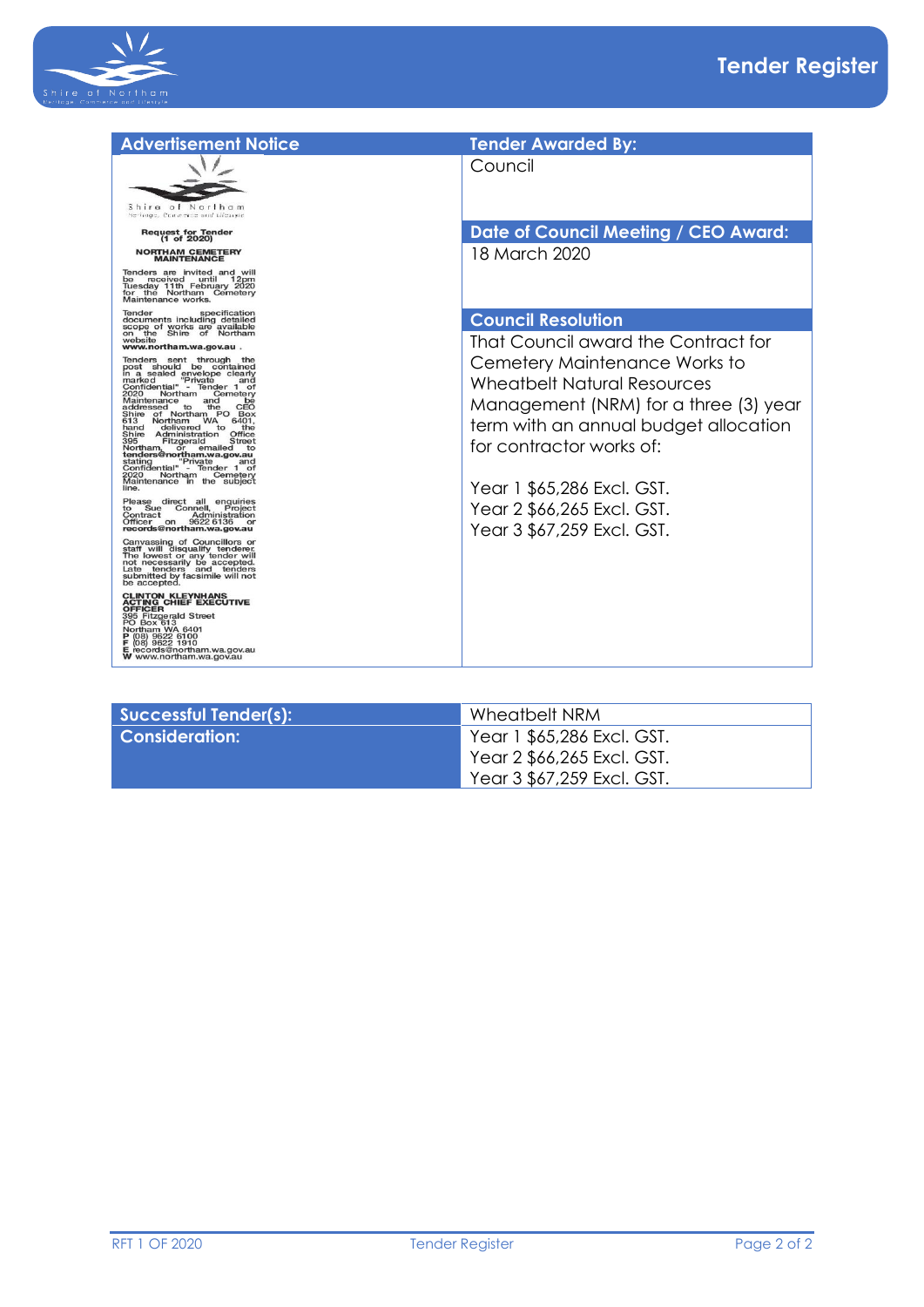# Tender Register

| Advertisement Notice | Tender Awarded By: |
|---|---|
| Shire of Northam<br>Heritage, Commerce and Lifestyle<br><br>**Request for Tender (1 of 2020)**<br><br>**NORTHAM CEMETERY MAINTENANCE**<br><br>Tenders are invited and will be received until 12pm Tuesday 11th February 2020 for the Northam Cemetery Maintenance works.<br><br>Tender specification documents including detailed scope of works are available on the Shire of Northam website **www.northam.wa.gov.au** .<br><br>Tenders sent through the post should be contained in a sealed envelope clearly marked "Private and Confidential" - Tender 1 of 2020 Northam Cemetery Maintenance and be addressed to the CEO Shire of Northam PO Box 613 Northam WA 6401, hand delivered to the Shire Administration Office 395 Fitzgerald Street Northam, or emailed to **tenders@northam.wa.gov.au** stating "Private and Confidential" - Tender 1 of 2020 Northam Cemetery Maintenance in the subject line.<br><br>Please direct all enquiries to Sue Connell, Project Contract Administration Officer on 9622 6136 or **records@northam.wa.gov.au**<br><br>Canvassing of Councillors or staff will disqualify tenderer. The lowest or any tender will not necessarily be accepted. Late tenders and tenders submitted by facsimile will not be accepted.<br><br>**CLINTON KLEYNHANS**<br>**ACTING CHIEF EXECUTIVE OFFICER**<br>395 Fitzgerald Street<br>PO Box 613<br>Northam WA 6401<br>**P** (08) 9622 6100<br>**F** (08) 9622 1910<br>**E** records@northam.wa.gov.au<br>**W** www.northam.wa.gov.au | Council<br><br>**Date of Council Meeting / CEO Award:**<br>18 March 2020<br><br>**Council Resolution**<br>That Council award the Contract for Cemetery Maintenance Works to Wheatbelt Natural Resources Management (NRM) for a three (3) year term with an annual budget allocation for contractor works of:<br><br>Year 1 $65,286 Excl. GST.<br>Year 2 $66,265 Excl. GST.<br>Year 3 $67,259 Excl. GST. |

| | |
|---|---|
| **Successful Tender(s):** | Wheatbelt NRM |
| **Consideration:** | Year 1 $65,286 Excl. GST.<br>Year 2 $66,265 Excl. GST.<br>Year 3 $67,259 Excl. GST. |